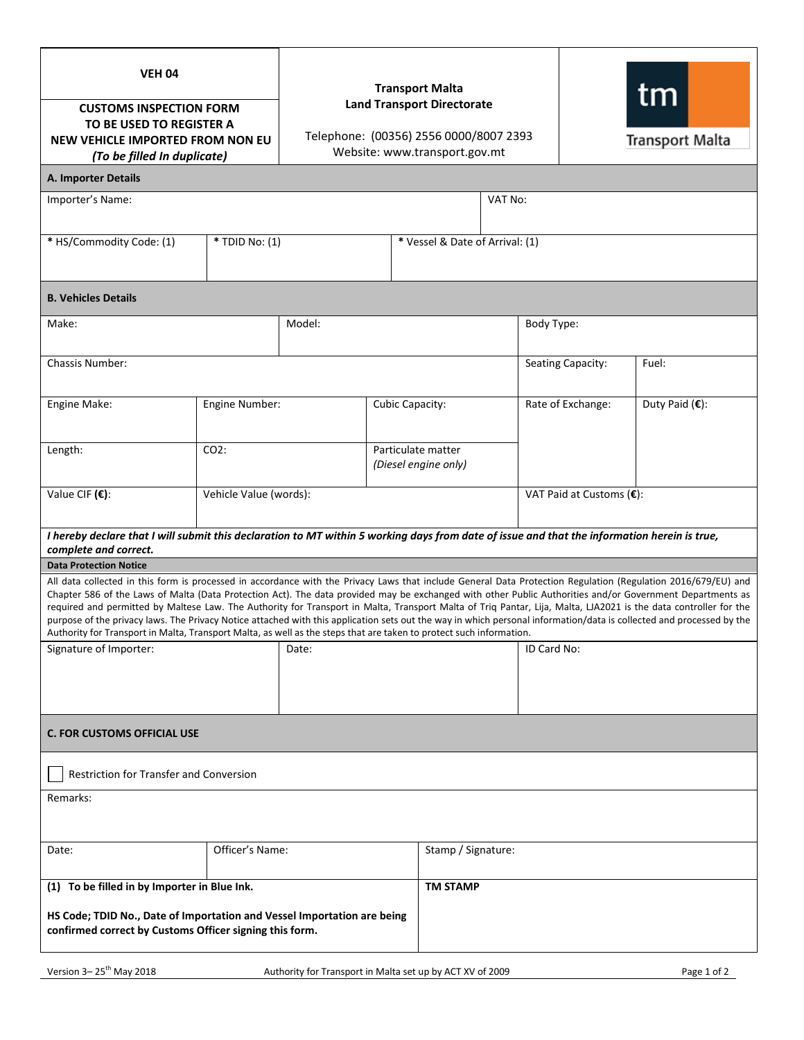**VEH 04**

**CUSTOMS INSPECTION FORM TO BE USED TO REGISTER A NEW VEHICLE IMPORTED FROM NON EU**
***(To be filled In duplicate)***

**Transport Malta**
**Land Transport Directorate**

Telephone: (00356) 2556 0000/8007 2393
Website: www.transport.gov.mt

## A. Importer Details

| Importer's Name: | | VAT No: |
|---|---|---|
| *** HS/Commodity Code: (1)** | *** TDID No: (1)** | *** Vessel & Date of Arrival: (1)** |

## B. Vehicles Details

| Make: | Model: | | Body Type: | |
|---|---|---|---|---|
| Chassis Number: | | | Seating Capacity: | Fuel: |
| Engine Make: | Engine Number: | Cubic Capacity: | Rate of Exchange: | Duty Paid (**€**): |
| Length: | $CO_2$: | Particulate matter *(Diesel engine only)* | | |
| Value CIF (**€**): | Vehicle Value (words): | | VAT Paid at Customs (**€**): | |

***I hereby declare that I will submit this declaration to MT within 5 working days from date of issue and that the information herein is true, complete and correct.***

**Data Protection Notice**

All data collected in this form is processed in accordance with the Privacy Laws that include General Data Protection Regulation (Regulation 2016/679/EU) and Chapter 586 of the Laws of Malta (Data Protection Act). The data provided may be exchanged with other Public Authorities and/or Government Departments as required and permitted by Maltese Law. The Authority for Transport in Malta, Transport Malta of Triq Pantar, Lija, Malta, LJA2021 is the data controller for the purpose of the privacy laws. The Privacy Notice attached with this application sets out the way in which personal information/data is collected and processed by the Authority for Transport in Malta, Transport Malta, as well as the steps that are taken to protect such information.

| Signature of Importer: | Date: | ID Card No: |
|---|---|---|
| | | |

## C. FOR CUSTOMS OFFICIAL USE

☐ Restriction for Transfer and Conversion

Remarks:

| Date: | Officer's Name: | Stamp / Signature: |
|---|---|---|
| | | |

| **(1) To be filled in by Importer in Blue Ink.** **HS Code; TDID No., Date of Importation and Vessel Importation are being confirmed correct by Customs Officer signing this form.** | **TM STAMP** |
|---|---|

Version 3– 25th May 2018 — Authority for Transport in Malta set up by ACT XV of 2009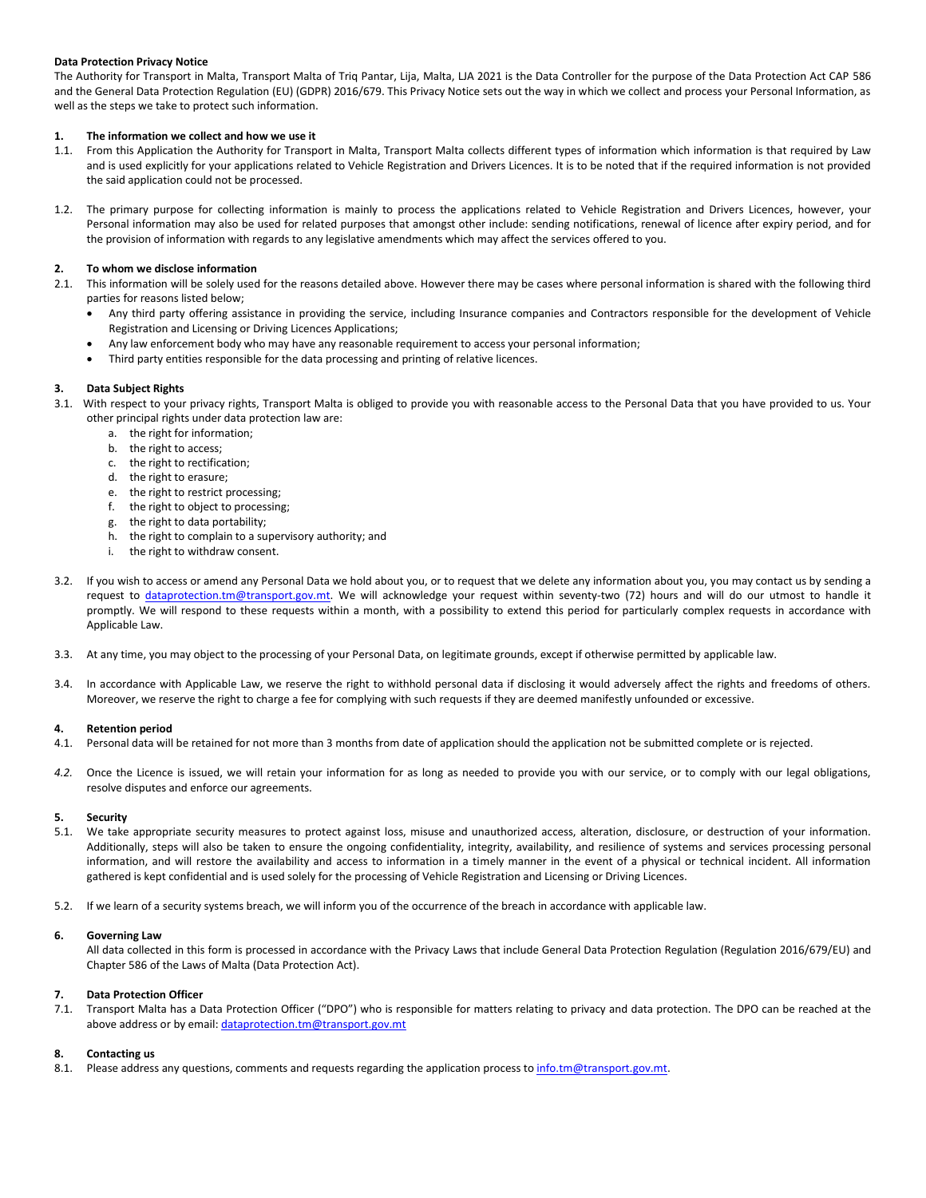**Data Protection Privacy Notice**

The Authority for Transport in Malta, Transport Malta of Triq Pantar, Lija, Malta, LJA 2021 is the Data Controller for the purpose of the Data Protection Act CAP 586 and the General Data Protection Regulation (EU) (GDPR) 2016/679. This Privacy Notice sets out the way in which we collect and process your Personal Information, as well as the steps we take to protect such information.

**1. The information we collect and how we use it**

1.1. From this Application the Authority for Transport in Malta, Transport Malta collects different types of information which information is that required by Law and is used explicitly for your applications related to Vehicle Registration and Drivers Licences. It is to be noted that if the required information is not provided the said application could not be processed.

1.2. The primary purpose for collecting information is mainly to process the applications related to Vehicle Registration and Drivers Licences, however, your Personal information may also be used for related purposes that amongst other include: sending notifications, renewal of licence after expiry period, and for the provision of information with regards to any legislative amendments which may affect the services offered to you.

**2. To whom we disclose information**

2.1. This information will be solely used for the reasons detailed above. However there may be cases where personal information is shared with the following third parties for reasons listed below;

- Any third party offering assistance in providing the service, including Insurance companies and Contractors responsible for the development of Vehicle Registration and Licensing or Driving Licences Applications;
- Any law enforcement body who may have any reasonable requirement to access your personal information;
- Third party entities responsible for the data processing and printing of relative licences.

**3. Data Subject Rights**

3.1. With respect to your privacy rights, Transport Malta is obliged to provide you with reasonable access to the Personal Data that you have provided to us. Your other principal rights under data protection law are:

a. the right for information;
b. the right to access;
c. the right to rectification;
d. the right to erasure;
e. the right to restrict processing;
f. the right to object to processing;
g. the right to data portability;
h. the right to complain to a supervisory authority; and
i. the right to withdraw consent.

3.2. If you wish to access or amend any Personal Data we hold about you, or to request that we delete any information about you, you may contact us by sending a request to dataprotection.tm@transport.gov.mt. We will acknowledge your request within seventy-two (72) hours and will do our utmost to handle it promptly. We will respond to these requests within a month, with a possibility to extend this period for particularly complex requests in accordance with Applicable Law.

3.3. At any time, you may object to the processing of your Personal Data, on legitimate grounds, except if otherwise permitted by applicable law.

3.4. In accordance with Applicable Law, we reserve the right to withhold personal data if disclosing it would adversely affect the rights and freedoms of others. Moreover, we reserve the right to charge a fee for complying with such requests if they are deemed manifestly unfounded or excessive.

**4. Retention period**

4.1. Personal data will be retained for not more than 3 months from date of application should the application not be submitted complete or is rejected.

*4.2.* Once the Licence is issued, we will retain your information for as long as needed to provide you with our service, or to comply with our legal obligations, resolve disputes and enforce our agreements.

**5. Security**

5.1. We take appropriate security measures to protect against loss, misuse and unauthorized access, alteration, disclosure, or destruction of your information. Additionally, steps will also be taken to ensure the ongoing confidentiality, integrity, availability, and resilience of systems and services processing personal information, and will restore the availability and access to information in a timely manner in the event of a physical or technical incident. All information gathered is kept confidential and is used solely for the processing of Vehicle Registration and Licensing or Driving Licences.

5.2. If we learn of a security systems breach, we will inform you of the occurrence of the breach in accordance with applicable law.

**6. Governing Law**

All data collected in this form is processed in accordance with the Privacy Laws that include General Data Protection Regulation (Regulation 2016/679/EU) and Chapter 586 of the Laws of Malta (Data Protection Act).

**7. Data Protection Officer**

7.1. Transport Malta has a Data Protection Officer ("DPO") who is responsible for matters relating to privacy and data protection. The DPO can be reached at the above address or by email: dataprotection.tm@transport.gov.mt

**8. Contacting us**

8.1. Please address any questions, comments and requests regarding the application process to info.tm@transport.gov.mt.